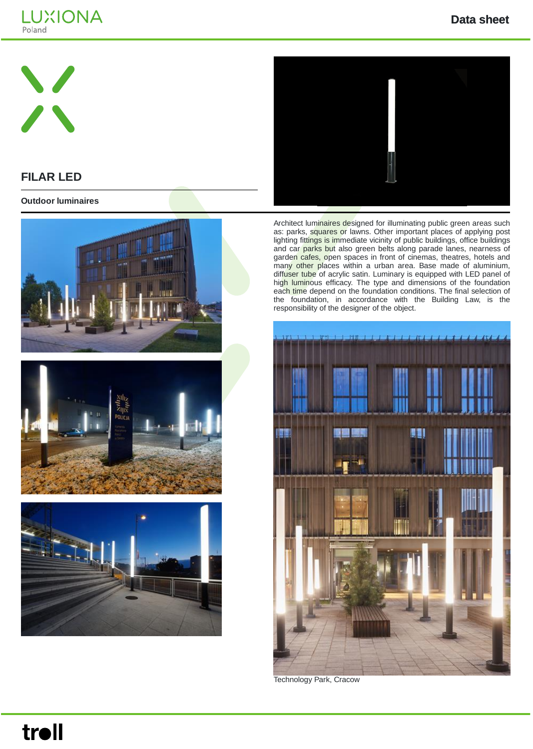# FILAR LED

## Outdoor luminaires

Architect luminaires designed for illuminating public green areas such as: parks, squares or lawns. Other important places of applying post lighting fittings is immediate vicinity of public buildings, office buildings and car parks but also green belts along parade lanes, nearness of garden cafes, open spaces in front of cinemas, theatres, hotels and many other places within a urban area. Base made of aluminium, diffuser tube of acrylic satin. Luminary is equipped with LED panel of high luminous efficacy. The type and dimensions of the foundation each time depend on the foundation conditions. The final selection of the foundation, in accordance with the Building Law, is the responsibility of the designer of the object.

Technology Park, Cracow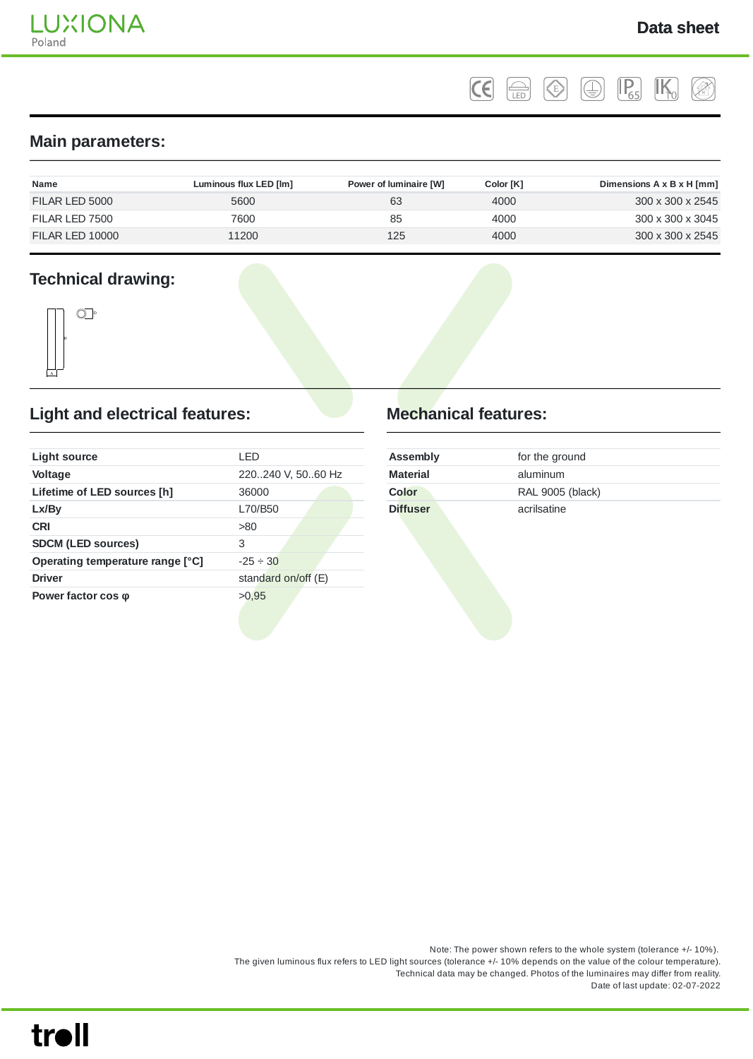Data sheet

## Main parameters:

| Name | Luminous flux LED [lm] | Power of luminaire [W] | Color [K] | Dimensions A x B x H [mm] |
|---|---|---|---|---|
| FILAR LED 5000 | 5600 | 63 | 4000 | 300 x 300 x 2545 |
| FILAR LED 7500 | 7600 | 85 | 4000 | 300 x 300 x 3045 |
| FILAR LED 10000 | 11200 | 125 | 4000 | 300 x 300 x 2545 |

## Technical drawing:

## Light and electrical features:

| | |
|---|---|
| **Light source** | LED |
| **Voltage** | 220..240 V, 50..60 Hz |
| **Lifetime of LED sources [h]** | 36000 |
| **Lx/By** | L70/B50 |
| **CRI** | >80 |
| **SDCM (LED sources)** | 3 |
| **Operating temperature range [°C]** | -25 ÷ 30 |
| **Driver** | standard on/off (E) |
| **Power factor cos φ** | >0,95 |

## Mechanical features:

| | |
|---|---|
| **Assembly** | for the ground |
| **Material** | aluminum |
| **Color** | RAL 9005 (black) |
| **Diffuser** | acrilsatine |

Note: The power shown refers to the whole system (tolerance +/- 10%).
The given luminous flux refers to LED light sources (tolerance +/- 10% depends on the value of the colour temperature).
Technical data may be changed. Photos of the luminaires may differ from reality.
Date of last update: 02-07-2022